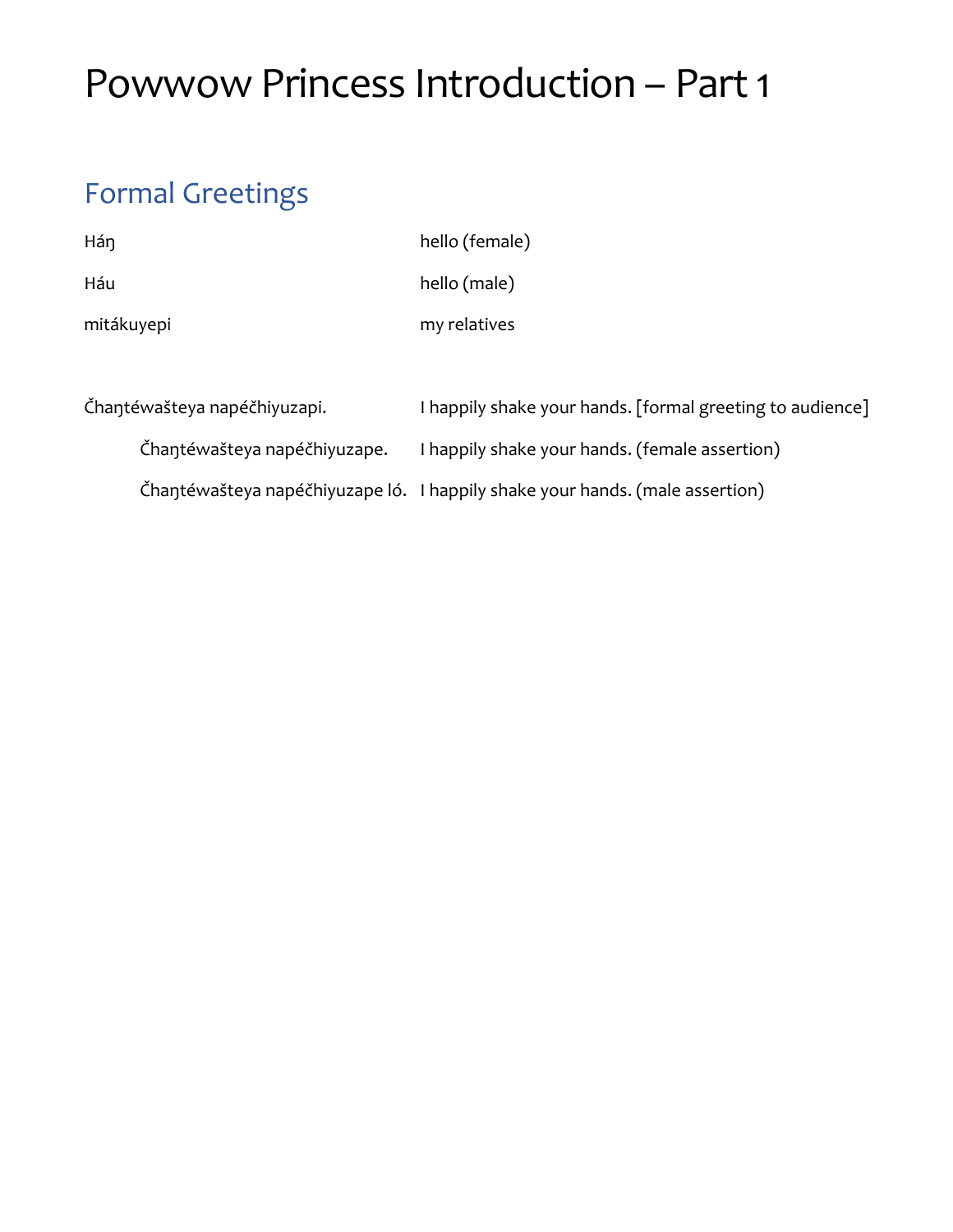# Powwow Princess Introduction – Part 1

## Formal Greetings

| | |
|---|---|
| Háŋ | hello (female) |
| Háu | hello (male) |
| mitákuyepi | my relatives |

| | |
|---|---|
| Čhaŋtéwašteya napéčhiyuzapi. | I happily shake your hands. [formal greeting to audience] |
| Čhaŋtéwašteya napéčhiyuzape. | I happily shake your hands. (female assertion) |
| Čhaŋtéwašteya napéčhiyuzape ló. | I happily shake your hands. (male assertion) |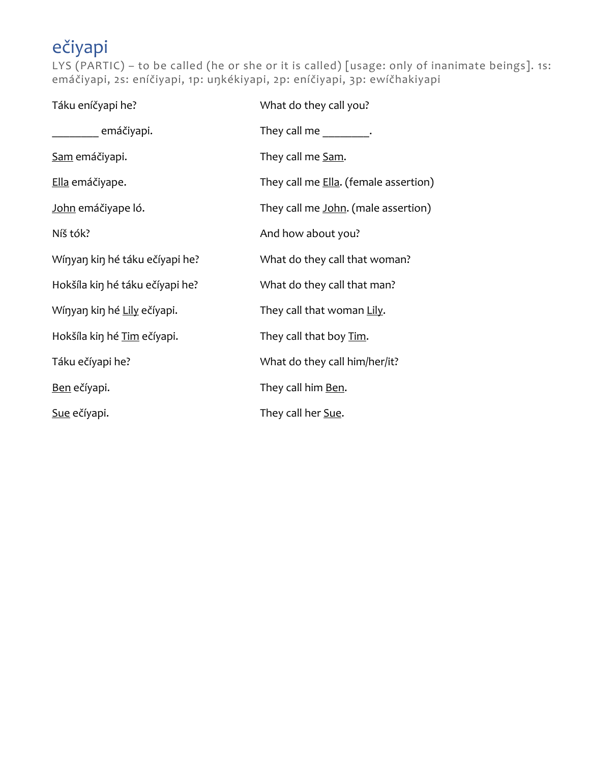# ečiyapi

LYS (PARTIC) – to be called (he or she or it is called) [usage: only of inanimate beings]. 1s: emáčiyapi, 2s: eníčiyapi, 1p: uŋkékiyapi, 2p: eníčiyapi, 3p: ewíčhakiyapi

| | |
|---|---|
| Táku eníčyapi he? | What do they call you? |
| ________ emáčiyapi. | They call me ________. |
| <u>Sam</u> emáčiyapi. | They call me <u>Sam</u>. |
| <u>Ella</u> emáčiyape. | They call me <u>Ella</u>. (female assertion) |
| <u>John</u> emáčiyape ló. | They call me <u>John</u>. (male assertion) |
| Níš tók? | And how about you? |
| Wíŋyaŋ kiŋ hé táku ečíyapi he? | What do they call that woman? |
| Hokšíla kiŋ hé táku ečíyapi he? | What do they call that man? |
| Wíŋyaŋ kiŋ hé <u>Lily</u> ečíyapi. | They call that woman <u>Lily</u>. |
| Hokšíla kiŋ hé <u>Tim</u> ečíyapi. | They call that boy <u>Tim</u>. |
| Táku ečíyapi he? | What do they call him/her/it? |
| <u>Ben</u> ečíyapi. | They call him <u>Ben</u>. |
| <u>Sue</u> ečíyapi. | They call her <u>Sue</u>. |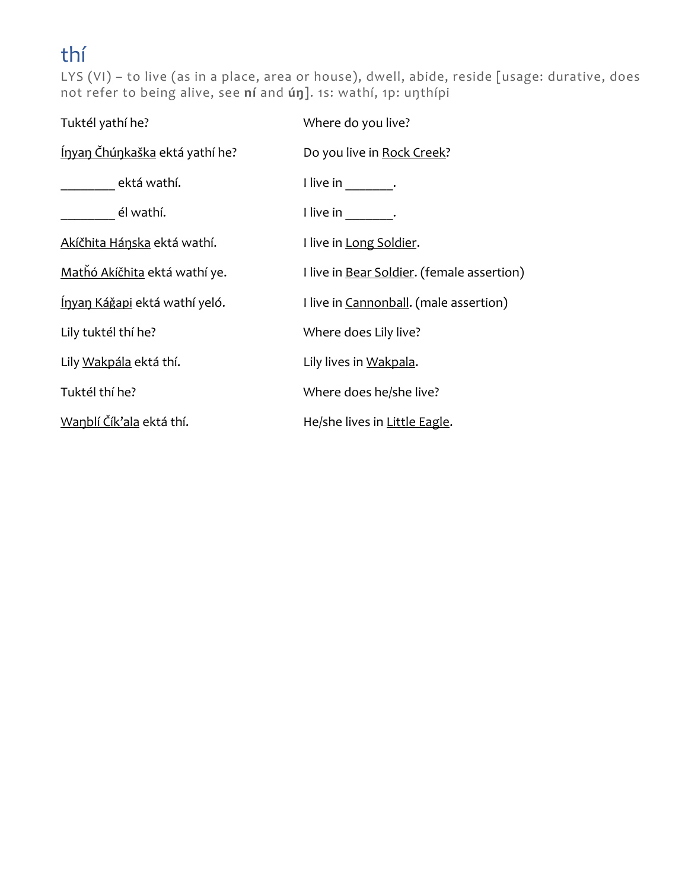## thí

LYS (VI) – to live (as in a place, area or house), dwell, abide, reside [usage: durative, does not refer to being alive, see **ní** and **úŋ**]. 1s: wathí, 1p: uŋthípi

| | |
|---|---|
| Tuktél yathí he? | Where do you live? |
| <u>Íŋyaŋ Čhúŋkaška</u> ektá yathí he? | Do you live in <u>Rock Creek</u>? |
| ________ ektá wathí. | I live in _______. |
| ________ él wathí. | I live in _______. |
| <u>Akíčhita Háŋska</u> ektá wathí. | I live in <u>Long Soldier</u>. |
| <u>Matȟó Akíčhita</u> ektá wathí ye. | I live in <u>Bear Soldier</u>. (female assertion) |
| <u>Íŋyaŋ Káǧapi</u> ektá wathí yeló. | I live in <u>Cannonball</u>. (male assertion) |
| Lily tuktél thí he? | Where does Lily live? |
| Lily <u>Wakpála</u> ektá thí. | Lily lives in <u>Wakpala</u>. |
| Tuktél thí he? | Where does he/she live? |
| <u>Waŋblí Čík'ala</u> ektá thí. | He/she lives in <u>Little Eagle</u>. |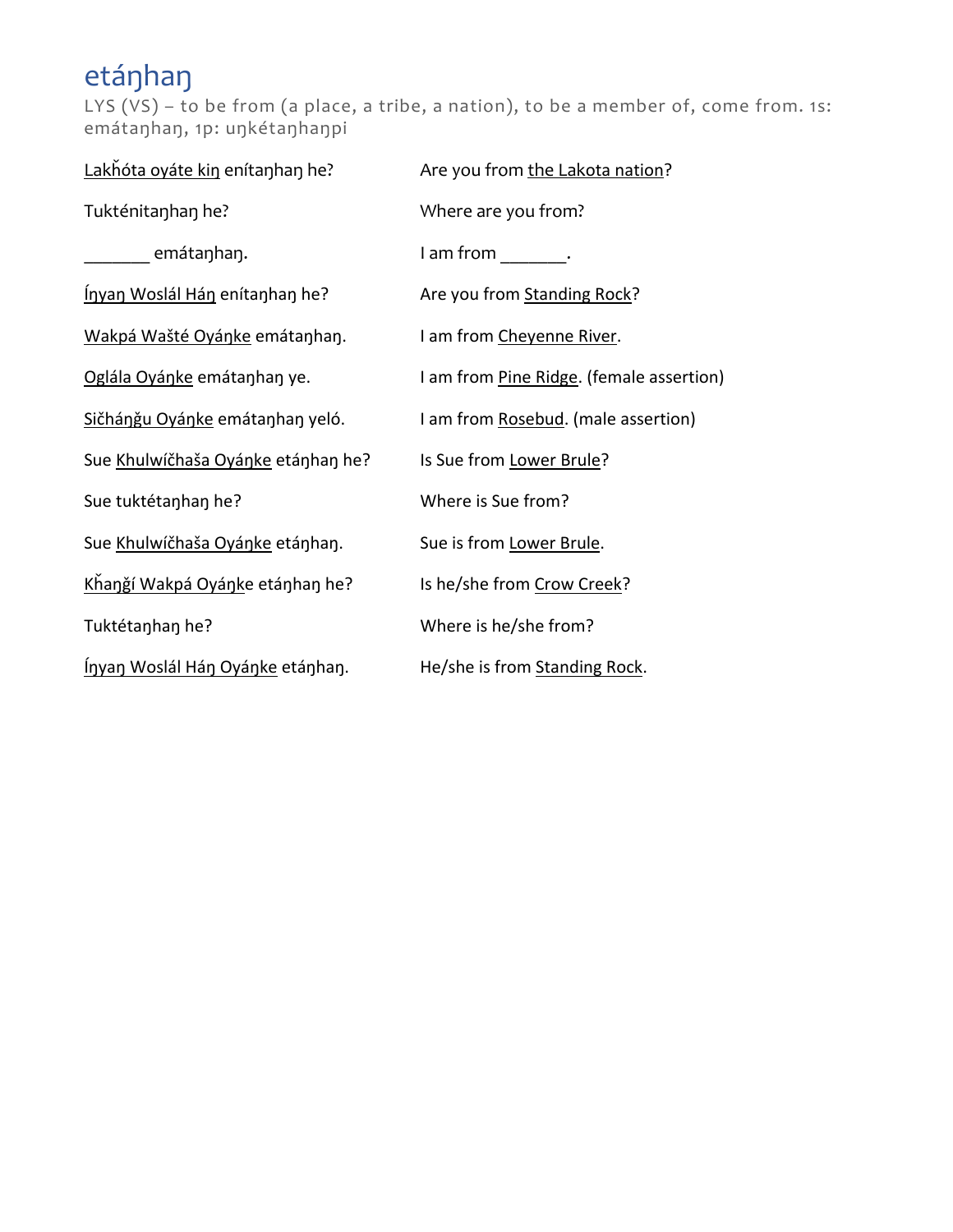# etáŋhaŋ

LYS (VS) – to be from (a place, a tribe, a nation), to be a member of, come from. 1s: emátaŋhaŋ, 1p: uŋkétaŋhaŋpi

| | |
|---|---|
| <u>Lakȟóta oyáte kiŋ</u> eníntaŋhaŋ he? | Are you from <u>the Lakota nation</u>? |
| Tukténitaŋhaŋ he? | Where are you from? |
| _______ emátaŋhaŋ. | I am from _______. |
| <u>Íŋyaŋ Woslál Háŋ</u> eníntaŋhaŋ he? | Are you from <u>Standing Rock</u>? |
| <u>Wakpá Wašté Oyáŋke</u> emátaŋhaŋ. | I am from <u>Cheyenne River</u>. |
| <u>Oglála Oyáŋke</u> emátaŋhaŋ ye. | I am from <u>Pine Ridge</u>. (female assertion) |
| <u>Sičháŋǧu Oyáŋke</u> emátaŋhaŋ yeló. | I am from <u>Rosebud</u>. (male assertion) |
| Sue <u>Khulwíčhaša Oyáŋke</u> etáŋhaŋ he? | Is Sue from <u>Lower Brule</u>? |
| Sue tuktétaŋhaŋ he? | Where is Sue from? |
| Sue <u>Khulwíčhaša Oyáŋke</u> etáŋhaŋ. | Sue is from <u>Lower Brule</u>. |
| <u>Kȟaŋǧí Wakpá Oyáŋk</u>e etáŋhaŋ he? | Is he/she from <u>Crow Creek</u>? |
| Tuktétaŋhaŋ he? | Where is he/she from? |
| <u>Íŋyaŋ Woslál Háŋ Oyáŋke</u> etáŋhaŋ. | He/she is from <u>Standing Rock</u>. |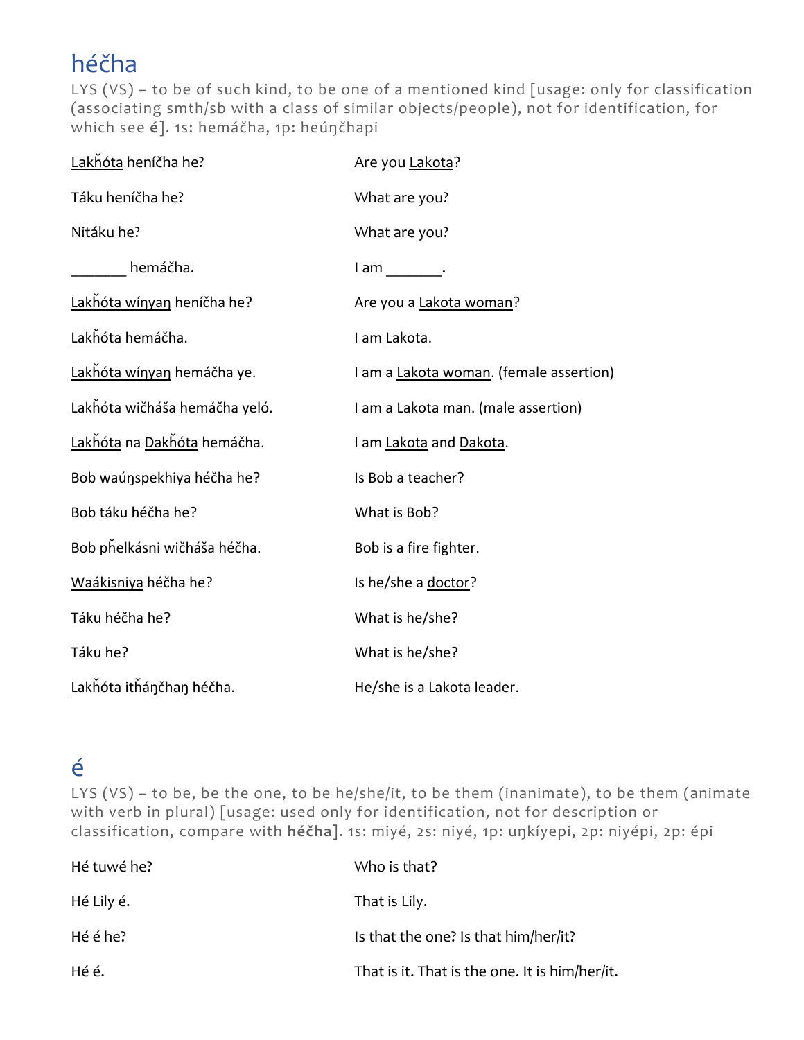# héčha

LYS (VS) – to be of such kind, to be one of a mentioned kind [usage: only for classification (associating smth/sb with a class of similar objects/people), not for identification, for which see **é**]. 1s: hemáčha, 1p: heúŋčhapi

| | |
|---|---|
| <u>Lakȟóta</u> heníčha he? | Are you <u>Lakota</u>? |
| Táku heníčha he? | What are you? |
| Nitáku he? | What are you? |
| _______ hemáčha. | I am _______. |
| <u>Lakȟóta wíŋyaŋ</u> heníčha he? | Are you a <u>Lakota woman</u>? |
| <u>Lakȟóta</u> hemáčha. | I am <u>Lakota</u>. |
| <u>Lakȟóta wíŋyaŋ</u> hemáčha ye. | I am a <u>Lakota woman</u>. (female assertion) |
| <u>Lakȟóta wičháša</u> hemáčha yeló. | I am a <u>Lakota man</u>. (male assertion) |
| <u>Lakȟóta</u> na <u>Dakȟóta</u> hemáčha. | I am <u>Lakota</u> and <u>Dakota</u>. |
| Bob <u>waúŋspekhiya</u> héčha he? | Is Bob a <u>teacher</u>? |
| Bob táku héčha he? | What is Bob? |
| Bob <u>pȟelkásni wičháša</u> héčha. | Bob is a <u>fire fighter</u>. |
| <u>Waákisniya</u> héčha he? | Is he/she a <u>doctor</u>? |
| Táku héčha he? | What is he/she? |
| Táku he? | What is he/she? |
| <u>Lakȟóta itȟáŋčhaŋ</u> héčha. | He/she is a <u>Lakota leader</u>. |

# é

LYS (VS) – to be, be the one, to be he/she/it, to be them (inanimate), to be them (animate with verb in plural) [usage: used only for identification, not for description or classification, compare with **héčha**]. 1s: miyé, 2s: niyé, 1p: uŋkíyepi, 2p: niyépi, 2p: épi

| | |
|---|---|
| Hé tuwé he? | Who is that? |
| Hé Lily é. | That is Lily. |
| Hé é he? | Is that the one? Is that him/her/it? |
| Hé é. | That is it. That is the one. It is him/her/it. |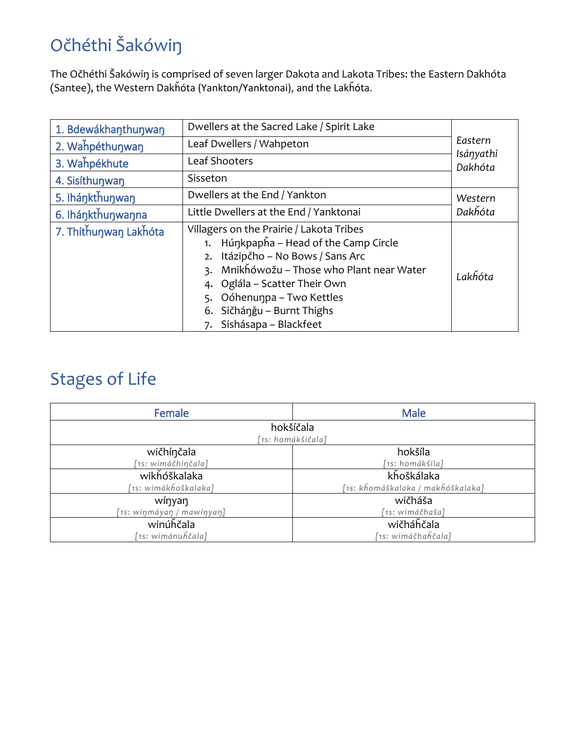# Očhéthi Šakówiŋ

The Očhéthi Šakówiŋ is comprised of seven larger Dakota and Lakota Tribes: the Eastern Dakhóta (Santee), the Western Dakȟóta (Yankton/Yanktonai), and the Lakȟóta.

| | | |
|---|---|---|
| 1. Bdewákhaŋthuŋwaŋ | Dwellers at the Sacred Lake / Spirit Lake | *Eastern Isáŋyathi Dakhóta* |
| 2. Waȟpéthuŋwaŋ | Leaf Dwellers / Wahpeton | |
| 3. Waȟpékhute | Leaf Shooters | |
| 4. Sisíthuŋwaŋ | Sisseton | |
| 5. Iháŋkthuŋwaŋ | Dwellers at the End / Yankton | *Western Dakȟóta* |
| 6. Iháŋkthuŋwaŋna | Little Dwellers at the End / Yanktonai | |
| 7. Thíthuŋwaŋ Lakȟóta | Villagers on the Prairie / Lakota Tribes<br>1. Húŋkpapȟa – Head of the Camp Circle<br>2. Itázipčho – No Bows / Sans Arc<br>3. Mnikȟówožu – Those who Plant near Water<br>4. Oglála – Scatter Their Own<br>5. Oóhenuŋpa – Two Kettles<br>6. Sičháŋǧu – Burnt Thighs<br>7. Sihásapa – Blackfeet | *Lakȟóta* |

# Stages of Life

| Female | Male |
|---|---|
| hokšíčala<br>*[1s: homákšičala]* | |
| wičhíŋčala<br>*[1s: wimáčhiŋčala]* | hokšíla<br>*[1s: homákšila]* |
| wikȟóškalaka<br>*[1s: wimákȟoškalaka]* | kȟoškálaka<br>*[1s: kȟomáškalaka / makȟóškalaka]* |
| wíŋyaŋ<br>*[1s: wiŋmáyaŋ / mawíŋyaŋ]* | wičháša<br>*[1s: wimáčhaša]* |
| winúȟčala<br>*[1s: wimánuȟčala]* | wičháȟčala<br>*[1s: wimáčhaȟčala]* |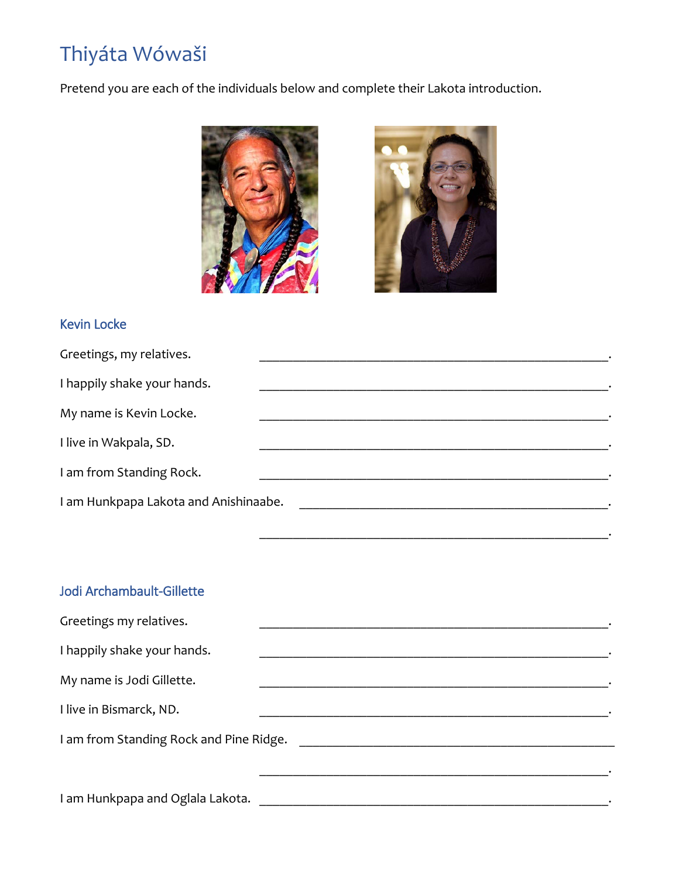# Thiyáta Wówaši

Pretend you are each of the individuals below and complete their Lakota introduction.

## Kevin Locke

Greetings, my relatives. \_\_\_\_\_\_\_\_\_\_\_\_\_\_\_\_\_\_\_\_\_\_\_\_\_\_\_\_\_\_\_\_\_\_\_\_\_\_\_\_\_\_\_\_\_\_\_\_.

I happily shake your hands. \_\_\_\_\_\_\_\_\_\_\_\_\_\_\_\_\_\_\_\_\_\_\_\_\_\_\_\_\_\_\_\_\_\_\_\_\_\_\_\_\_\_\_\_\_\_\_\_.

My name is Kevin Locke. \_\_\_\_\_\_\_\_\_\_\_\_\_\_\_\_\_\_\_\_\_\_\_\_\_\_\_\_\_\_\_\_\_\_\_\_\_\_\_\_\_\_\_\_\_\_\_\_.

I live in Wakpala, SD. \_\_\_\_\_\_\_\_\_\_\_\_\_\_\_\_\_\_\_\_\_\_\_\_\_\_\_\_\_\_\_\_\_\_\_\_\_\_\_\_\_\_\_\_\_\_\_\_.

I am from Standing Rock. \_\_\_\_\_\_\_\_\_\_\_\_\_\_\_\_\_\_\_\_\_\_\_\_\_\_\_\_\_\_\_\_\_\_\_\_\_\_\_\_\_\_\_\_\_\_\_\_.

I am Hunkpapa Lakota and Anishinaabe. \_\_\_\_\_\_\_\_\_\_\_\_\_\_\_\_\_\_\_\_\_\_\_\_\_\_\_\_\_\_\_\_\_\_\_\_\_\_\_\_\_\_\_\_\_\_\_\_.

\_\_\_\_\_\_\_\_\_\_\_\_\_\_\_\_\_\_\_\_\_\_\_\_\_\_\_\_\_\_\_\_\_\_\_\_\_\_\_\_\_\_\_\_\_\_\_\_.

## Jodi Archambault-Gillette

Greetings my relatives. \_\_\_\_\_\_\_\_\_\_\_\_\_\_\_\_\_\_\_\_\_\_\_\_\_\_\_\_\_\_\_\_\_\_\_\_\_\_\_\_\_\_\_\_\_\_\_\_.

I happily shake your hands. \_\_\_\_\_\_\_\_\_\_\_\_\_\_\_\_\_\_\_\_\_\_\_\_\_\_\_\_\_\_\_\_\_\_\_\_\_\_\_\_\_\_\_\_\_\_\_\_.

My name is Jodi Gillette. \_\_\_\_\_\_\_\_\_\_\_\_\_\_\_\_\_\_\_\_\_\_\_\_\_\_\_\_\_\_\_\_\_\_\_\_\_\_\_\_\_\_\_\_\_\_\_\_.

I live in Bismarck, ND. \_\_\_\_\_\_\_\_\_\_\_\_\_\_\_\_\_\_\_\_\_\_\_\_\_\_\_\_\_\_\_\_\_\_\_\_\_\_\_\_\_\_\_\_\_\_\_\_.

I am from Standing Rock and Pine Ridge. \_\_\_\_\_\_\_\_\_\_\_\_\_\_\_\_\_\_\_\_\_\_\_\_\_\_\_\_\_\_\_\_\_\_\_\_\_\_\_\_\_\_\_\_\_\_\_\_

\_\_\_\_\_\_\_\_\_\_\_\_\_\_\_\_\_\_\_\_\_\_\_\_\_\_\_\_\_\_\_\_\_\_\_\_\_\_\_\_\_\_\_\_\_\_\_\_.

I am Hunkpapa and Oglala Lakota. \_\_\_\_\_\_\_\_\_\_\_\_\_\_\_\_\_\_\_\_\_\_\_\_\_\_\_\_\_\_\_\_\_\_\_\_\_\_\_\_\_\_\_\_\_\_\_\_.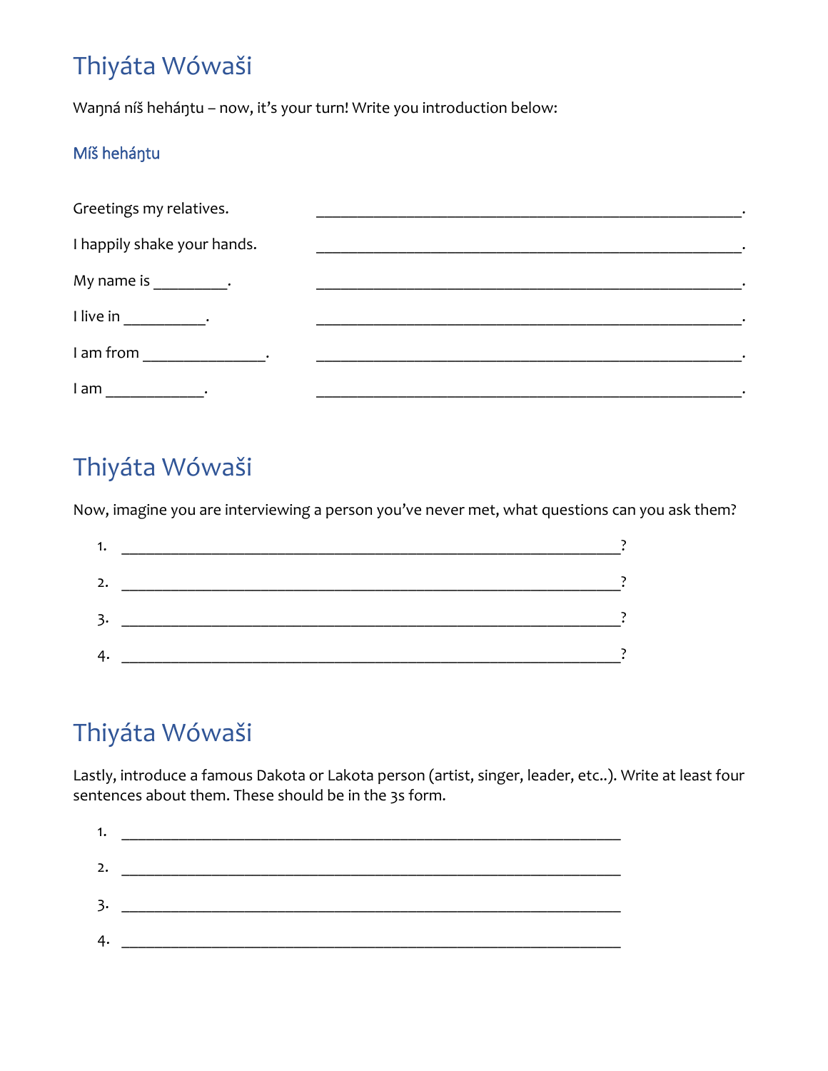## Thiyáta Wówaši

Waŋná níš heháŋtu – now, it's your turn! Write you introduction below:

### Míš hehá ŋtu

| | |
|---|---|
| Greetings my relatives. | ________________________________________________. |
| I happily shake your hands. | ________________________________________________. |
| My name is _________. | ________________________________________________. |
| I live in __________. | ________________________________________________. |
| I am from _______________. | ________________________________________________. |
| I am ____________. | ________________________________________________. |

## Thiyáta Wówaši

Now, imagine you are interviewing a person you've never met, what questions can you ask them?

1. ________________________________________________________________?
2. ________________________________________________________________?
3. ________________________________________________________________?
4. ________________________________________________________________?

## Thiyáta Wówaši

Lastly, introduce a famous Dakota or Lakota person (artist, singer, leader, etc..). Write at least four sentences about them. These should be in the 3s form.

1. ________________________________________________________________
2. ________________________________________________________________
3. ________________________________________________________________
4. ________________________________________________________________